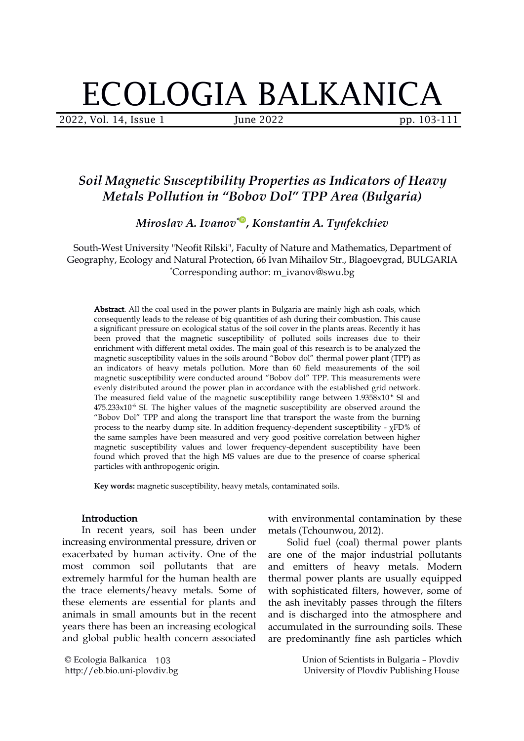# Soil Magnetic Susceptibility Properties as Indicators of Heavy Metals Pollution in "Bobov Dol" TPP Area (Bulgaria)

*Miroslav A. Ivanov*[*], *Konstantin A. Tyufekchiev*

South-West University "Neofit Rilski", Faculty of Nature and Mathematics, Department of Geography, Ecology and Natural Protection, 66 Ivan Mihailov Str., Blagoevgrad, BULGARIA
[*]Corresponding author: m_ivanov@swu.bg

**Abstract**. All the coal used in the power plants in Bulgaria are mainly high ash coals, which consequently leads to the release of big quantities of ash during their combustion. This cause a significant pressure on ecological status of the soil cover in the plants areas. Recently it has been proved that the magnetic susceptibility of polluted soils increases due to their enrichment with different metal oxides. The main goal of this research is to be analyzed the magnetic susceptibility values in the soils around "Bobov dol" thermal power plant (TPP) as an indicators of heavy metals pollution. More than 60 field measurements of the soil magnetic susceptibility were conducted around "Bobov dol" TPP. This measurements were evenly distributed around the power plan in accordance with the established grid network. The measured field value of the magnetic susceptibility range between $1.9358 \times 10^{-6}$ SI and $475.233 \times 10^{-6}$ SI. The higher values of the magnetic susceptibility are observed around the "Bobov Dol" TPP and along the transport line that transport the waste from the burning process to the nearby dump site. In addition frequency-dependent susceptibility - $\chi FD\%$ of the same samples have been measured and very good positive correlation between higher magnetic susceptibility values and lower frequency-dependent susceptibility have been found which proved that the high MS values are due to the presence of coarse spherical particles with anthropogenic origin.

**Key words:** magnetic susceptibility, heavy metals, contaminated soils.

## Introduction

In recent years, soil has been under increasing environmental pressure, driven or exacerbated by human activity. One of the most common soil pollutants that are extremely harmful for the human health are the trace elements/heavy metals. Some of these elements are essential for plants and animals in small amounts but in the recent years there has been an increasing ecological and global public health concern associated with environmental contamination by these metals (Tchounwou, 2012).

Solid fuel (coal) thermal power plants are one of the major industrial pollutants and emitters of heavy metals. Modern thermal power plants are usually equipped with sophisticated filters, however, some of the ash inevitably passes through the filters and is discharged into the atmosphere and accumulated in the surrounding soils. These are predominantly fine ash particles which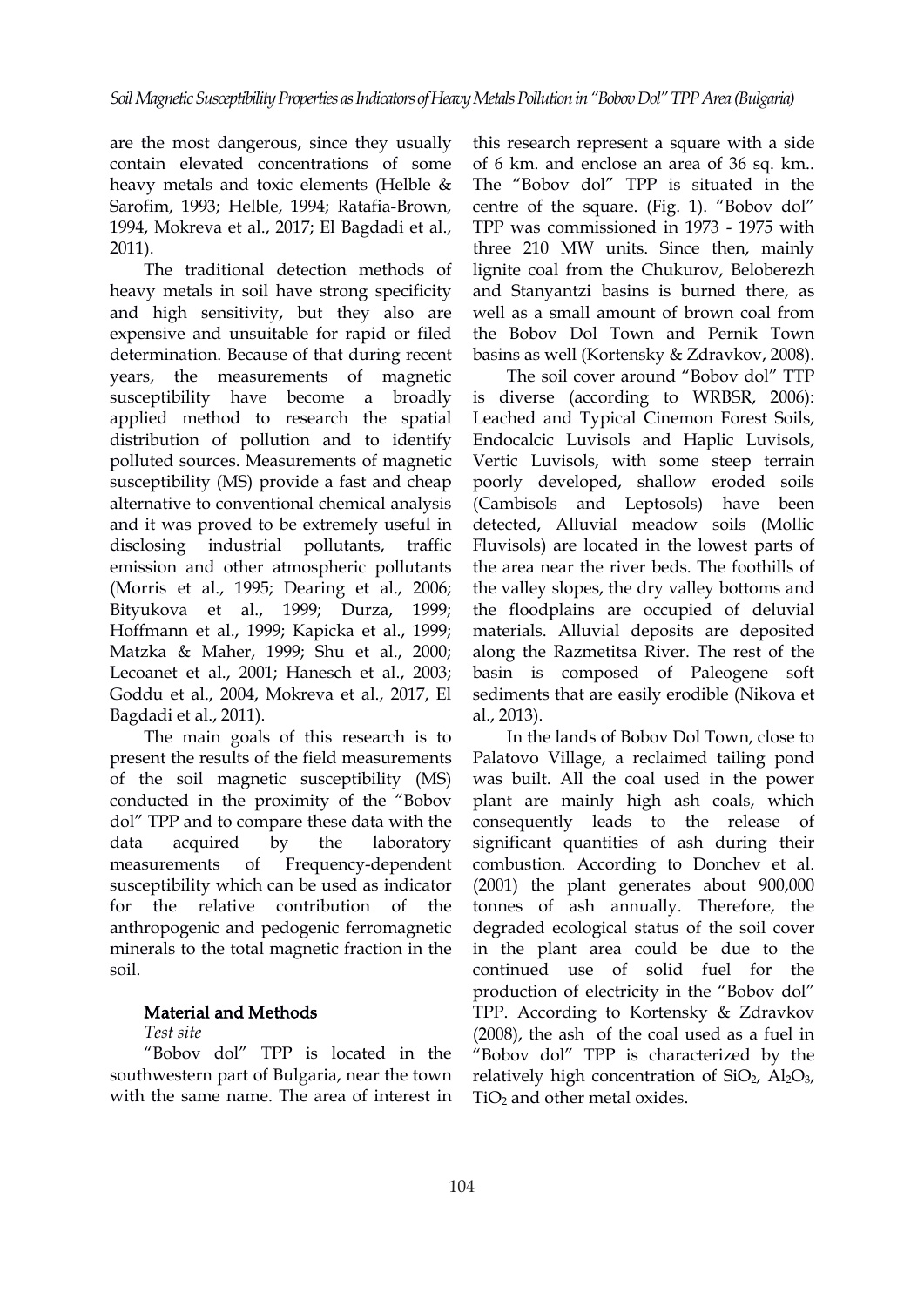are the most dangerous, since they usually contain elevated concentrations of some heavy metals and toxic elements (Helble & Sarofim, 1993; Helble, 1994; Ratafia-Brown, 1994, Mokreva et al., 2017; El Bagdadi et al., 2011).

The traditional detection methods of heavy metals in soil have strong specificity and high sensitivity, but they also are expensive and unsuitable for rapid or filed determination. Because of that during recent years, the measurements of magnetic susceptibility have become a broadly applied method to research the spatial distribution of pollution and to identify polluted sources. Measurements of magnetic susceptibility (MS) provide a fast and cheap alternative to conventional chemical analysis and it was proved to be extremely useful in disclosing industrial pollutants, traffic emission and other atmospheric pollutants (Morris et al., 1995; Dearing et al., 2006; Bityukova et al., 1999; Durza, 1999; Hoffmann et al., 1999; Kapicka et al., 1999; Matzka & Maher, 1999; Shu et al., 2000; Lecoanet et al., 2001; Hanesch et al., 2003; Goddu et al., 2004, Mokreva et al., 2017, El Bagdadi et al., 2011).

The main goals of this research is to present the results of the field measurements of the soil magnetic susceptibility (MS) conducted in the proximity of the "Bobov dol" TPP and to compare these data with the data acquired by the laboratory measurements of Frequency-dependent susceptibility which can be used as indicator for the relative contribution of the anthropogenic and pedogenic ferromagnetic minerals to the total magnetic fraction in the soil.

## Material and Methods

*Test site*

"Bobov dol" TPP is located in the southwestern part of Bulgaria, near the town with the same name. The area of interest in this research represent a square with a side of 6 km. and enclose an area of 36 sq. km.. The "Bobov dol" TPP is situated in the centre of the square. (Fig. 1). "Bobov dol" TPP was commissioned in 1973 - 1975 with three 210 MW units. Since then, mainly lignite coal from the Chukurov, Beloberezh and Stanyantzi basins is burned there, as well as a small amount of brown coal from the Bobov Dol Town and Pernik Town basins as well (Kortensky & Zdravkov, 2008).

The soil cover around "Bobov dol" TTP is diverse (according to WRBSR, 2006): Leached and Typical Cinemon Forest Soils, Endocalcic Luvisols and Haplic Luvisols, Vertic Luvisols, with some steep terrain poorly developed, shallow eroded soils (Cambisols and Leptosols) have been detected, Alluvial meadow soils (Mollic Fluvisols) are located in the lowest parts of the area near the river beds. The foothills of the valley slopes, the dry valley bottoms and the floodplains are occupied of deluvial materials. Alluvial deposits are deposited along the Razmetitsa River. The rest of the basin is composed of Paleogene soft sediments that are easily erodible (Nikova et al., 2013).

In the lands of Bobov Dol Town, close to Palatovo Village, a reclaimed tailing pond was built. All the coal used in the power plant are mainly high ash coals, which consequently leads to the release of significant quantities of ash during their combustion. According to Donchev et al. (2001) the plant generates about 900,000 tonnes of ash annually. Therefore, the degraded ecological status of the soil cover in the plant area could be due to the continued use of solid fuel for the production of electricity in the "Bobov dol" TPP. According to Kortensky & Zdravkov (2008), the ash of the coal used as a fuel in "Bobov dol" TPP is characterized by the relatively high concentration of $SiO_2$, $Al_2O_3$, $TiO_2$ and other metal oxides.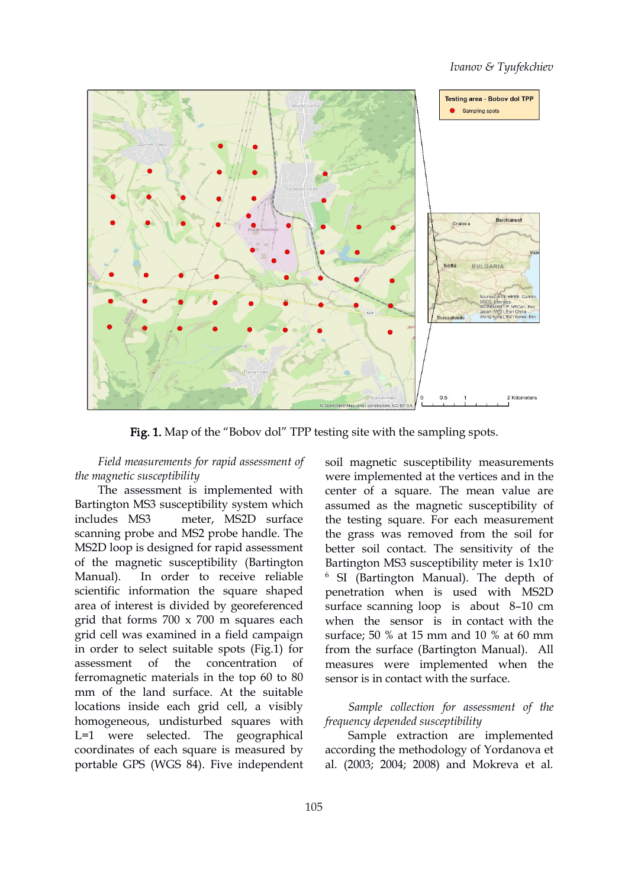**Fig. 1.** Map of the "Bobov dol" TPP testing site with the sampling spots.

*Field measurements for rapid assessment of the magnetic susceptibility*

The assessment is implemented with Bartington MS3 susceptibility system which includes MS3 meter, MS2D surface scanning probe and MS2 probe handle. The MS2D loop is designed for rapid assessment of the magnetic susceptibility (Bartington Manual). In order to receive reliable scientific information the square shaped area of interest is divided by georeferenced grid that forms 700 x 700 m squares each grid cell was examined in a field campaign in order to select suitable spots (Fig.1) for assessment of the concentration of ferromagnetic materials in the top 60 to 80 mm of the land surface. At the suitable locations inside each grid cell, a visibly homogeneous, undisturbed squares with L=1 were selected. The geographical coordinates of each square is measured by portable GPS (WGS 84). Five independent soil magnetic susceptibility measurements were implemented at the vertices and in the center of a square. The mean value are assumed as the magnetic susceptibility of the testing square. For each measurement the grass was removed from the soil for better soil contact. The sensitivity of the Bartington MS3 susceptibility meter is $1x10^{-6}$ SI (Bartington Manual). The depth of penetration when is used with MS2D surface scanning loop is about 8–10 cm when the sensor is in contact with the surface; 50 % at 15 mm and 10 % at 60 mm from the surface (Bartington Manual). All measures were implemented when the sensor is in contact with the surface.

*Sample collection for assessment of the frequency depended susceptibility*

Sample extraction are implemented according the methodology of Yordanova et al. (2003; 2004; 2008) and Mokreva et al.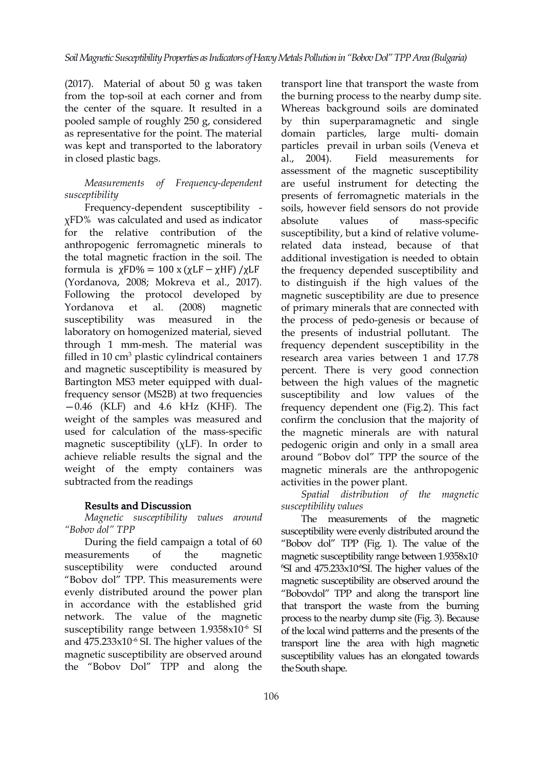(2017). Material of about 50 g was taken from the top-soil at each corner and from the center of the square. It resulted in a pooled sample of roughly 250 g, considered as representative for the point. The material was kept and transported to the laboratory in closed plastic bags.

*Measurements of Frequency-dependent susceptibility*

Frequency-dependent susceptibility - $\chi FD\%$ was calculated and used as indicator for the relative contribution of the anthropogenic ferromagnetic minerals to the total magnetic fraction in the soil. The formula is $\chi FD\% = 100 \text{ x } (\chi LF - \chi HF) / \chi LF$ (Yordanova, 2008; Mokreva et al., 2017). Following the protocol developed by Yordanova et al. (2008) magnetic susceptibility was measured in the laboratory on homogenized material, sieved through 1 mm-mesh. The material was filled in 10 cm$^3$ plastic cylindrical containers and magnetic susceptibility is measured by Bartington MS3 meter equipped with dual-frequency sensor (MS2B) at two frequencies −0.46 (KLF) and 4.6 kHz (KHF). The weight of the samples was measured and used for calculation of the mass-specific magnetic susceptibility ($\chi LF$). In order to achieve reliable results the signal and the weight of the empty containers was subtracted from the readings

## Results and Discussion

*Magnetic susceptibility values around "Bobov dol" TPP*

During the field campaign a total of 60 measurements of the magnetic susceptibility were conducted around "Bobov dol" TPP. This measurements were evenly distributed around the power plan in accordance with the established grid network. The value of the magnetic susceptibility range between $1.9358 \times 10^{-6}$ SI and $475.233 \times 10^{-6}$ SI. The higher values of the magnetic susceptibility are observed around the "Bobov Dol" TPP and along the transport line that transport the waste from the burning process to the nearby dump site. Whereas background soils are dominated by thin superparamagnetic and single domain particles, large multi- domain particles prevail in urban soils (Veneva et al., 2004). Field measurements for assessment of the magnetic susceptibility are useful instrument for detecting the presents of ferromagnetic materials in the soils, however field sensors do not provide absolute values of mass-specific susceptibility, but a kind of relative volume-related data instead, because of that additional investigation is needed to obtain the frequency depended susceptibility and to distinguish if the high values of the magnetic susceptibility are due to presence of primary minerals that are connected with the process of pedo-genesis or because of the presents of industrial pollutant. The frequency dependent susceptibility in the research area varies between 1 and 17.78 percent. There is very good connection between the high values of the magnetic susceptibility and low values of the frequency dependent one (Fig.2). This fact confirm the conclusion that the majority of the magnetic minerals are with natural pedogenic origin and only in a small area around "Bobov dol" TPP the source of the magnetic minerals are the anthropogenic activities in the power plant.

*Spatial distribution of the magnetic susceptibility values*

The measurements of the magnetic susceptibility were evenly distributed around the "Bobov dol" TPP (Fig. 1). The value of the magnetic susceptibility range between $1.9358 \times 10^{-6}$SI and $475.233 \times 10^{-6}$SI. The higher values of the magnetic susceptibility are observed around the "Bobovdol" TPP and along the transport line that transport the waste from the burning process to the nearby dump site (Fig. 3). Because of the local wind patterns and the presents of the transport line the area with high magnetic susceptibility values has an elongated towards the South shape.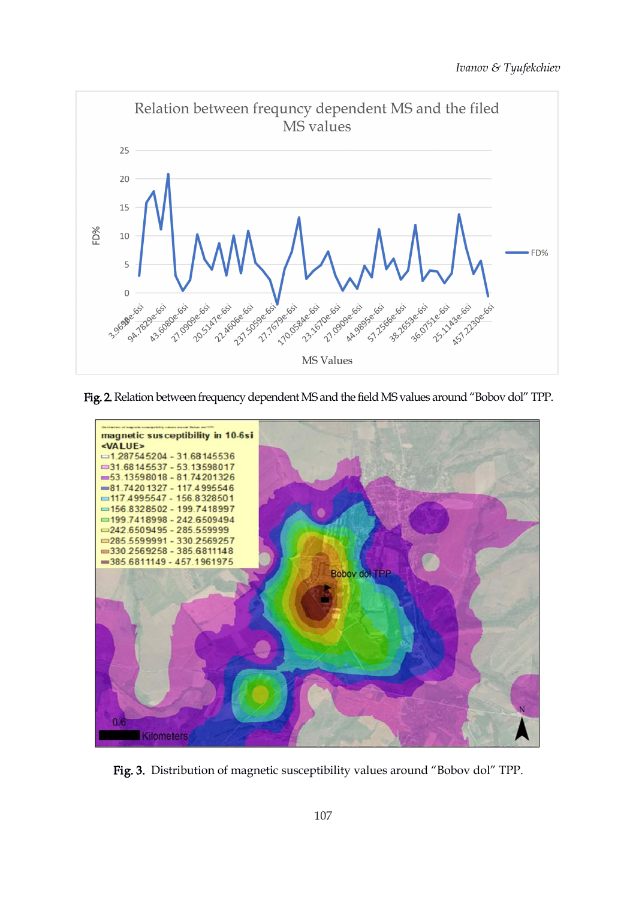Fig. 2. Relation between frequency dependent MS and the field MS values around "Bobov dol" TPP.

Fig. 3. Distribution of magnetic susceptibility values around "Bobov dol" TPP.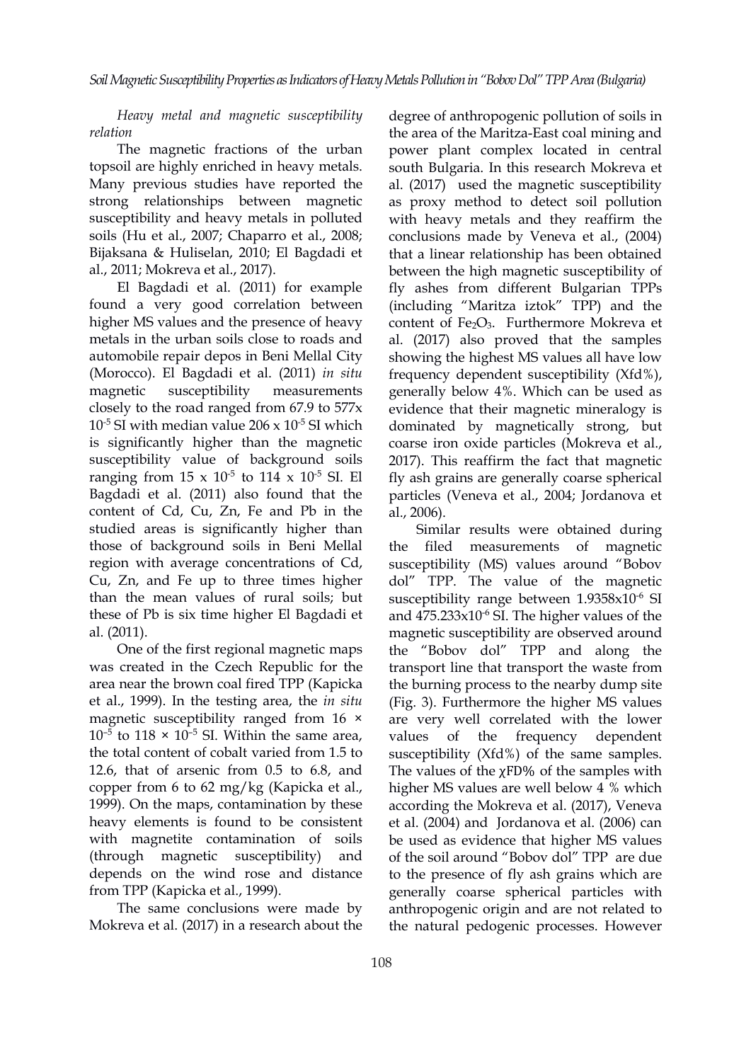*Heavy metal and magnetic susceptibility relation*

The magnetic fractions of the urban topsoil are highly enriched in heavy metals. Many previous studies have reported the strong relationships between magnetic susceptibility and heavy metals in polluted soils (Hu et al., 2007; Chaparro et al., 2008; Bijaksana & Huliselan, 2010; El Bagdadi et al., 2011; Mokreva et al., 2017).

El Bagdadi et al. (2011) for example found a very good correlation between higher MS values and the presence of heavy metals in the urban soils close to roads and automobile repair depos in Beni Mellal City (Morocco). El Bagdadi et al. (2011) *in situ* magnetic susceptibility measurements closely to the road ranged from 67.9 to 577x $10^{-5}$ SI with median value 206 x $10^{-5}$ SI which is significantly higher than the magnetic susceptibility value of background soils ranging from 15 x $10^{-5}$ to 114 x $10^{-5}$ SI. El Bagdadi et al. (2011) also found that the content of Cd, Cu, Zn, Fe and Pb in the studied areas is significantly higher than those of background soils in Beni Mellal region with average concentrations of Cd, Cu, Zn, and Fe up to three times higher than the mean values of rural soils; but these of Pb is six time higher El Bagdadi et al. (2011).

One of the first regional magnetic maps was created in the Czech Republic for the area near the brown coal fired TPP (Kapicka et al., 1999). In the testing area, the *in situ* magnetic susceptibility ranged from 16 × $10^{-5}$ to 118 × $10^{-5}$ SI. Within the same area, the total content of cobalt varied from 1.5 to 12.6, that of arsenic from 0.5 to 6.8, and copper from 6 to 62 mg/kg (Kapicka et al., 1999). On the maps, contamination by these heavy elements is found to be consistent with magnetite contamination of soils (through magnetic susceptibility) and depends on the wind rose and distance from TPP (Kapicka et al., 1999).

The same conclusions were made by Mokreva et al. (2017) in a research about the degree of anthropogenic pollution of soils in the area of the Maritza-East coal mining and power plant complex located in central south Bulgaria. In this research Mokreva et al. (2017) used the magnetic susceptibility as proxy method to detect soil pollution with heavy metals and they reaffirm the conclusions made by Veneva et al., (2004) that a linear relationship has been obtained between the high magnetic susceptibility of fly ashes from different Bulgarian TPPs (including "Maritza iztok" TPP) and the content of $Fe_2O_3$. Furthermore Mokreva et al. (2017) also proved that the samples showing the highest MS values all have low frequency dependent susceptibility (Xfd%), generally below 4%. Which can be used as evidence that their magnetic mineralogy is dominated by magnetically strong, but coarse iron oxide particles (Mokreva et al., 2017). This reaffirm the fact that magnetic fly ash grains are generally coarse spherical particles (Veneva et al., 2004; Jordanova et al., 2006).

Similar results were obtained during the filed measurements of magnetic susceptibility (MS) values around "Bobov dol" TPP. The value of the magnetic susceptibility range between 1.9358x$10^{-6}$ SI and 475.233x$10^{-6}$ SI. The higher values of the magnetic susceptibility are observed around the "Bobov dol" TPP and along the transport line that transport the waste from the burning process to the nearby dump site (Fig. 3). Furthermore the higher MS values are very well correlated with the lower values of the frequency dependent susceptibility (Xfd%) of the same samples. The values of the $\chi FD\%$ of the samples with higher MS values are well below 4 % which according the Mokreva et al. (2017), Veneva et al. (2004) and Jordanova et al. (2006) can be used as evidence that higher MS values of the soil around "Bobov dol" TPP are due to the presence of fly ash grains which are generally coarse spherical particles with anthropogenic origin and are not related to the natural pedogenic processes. However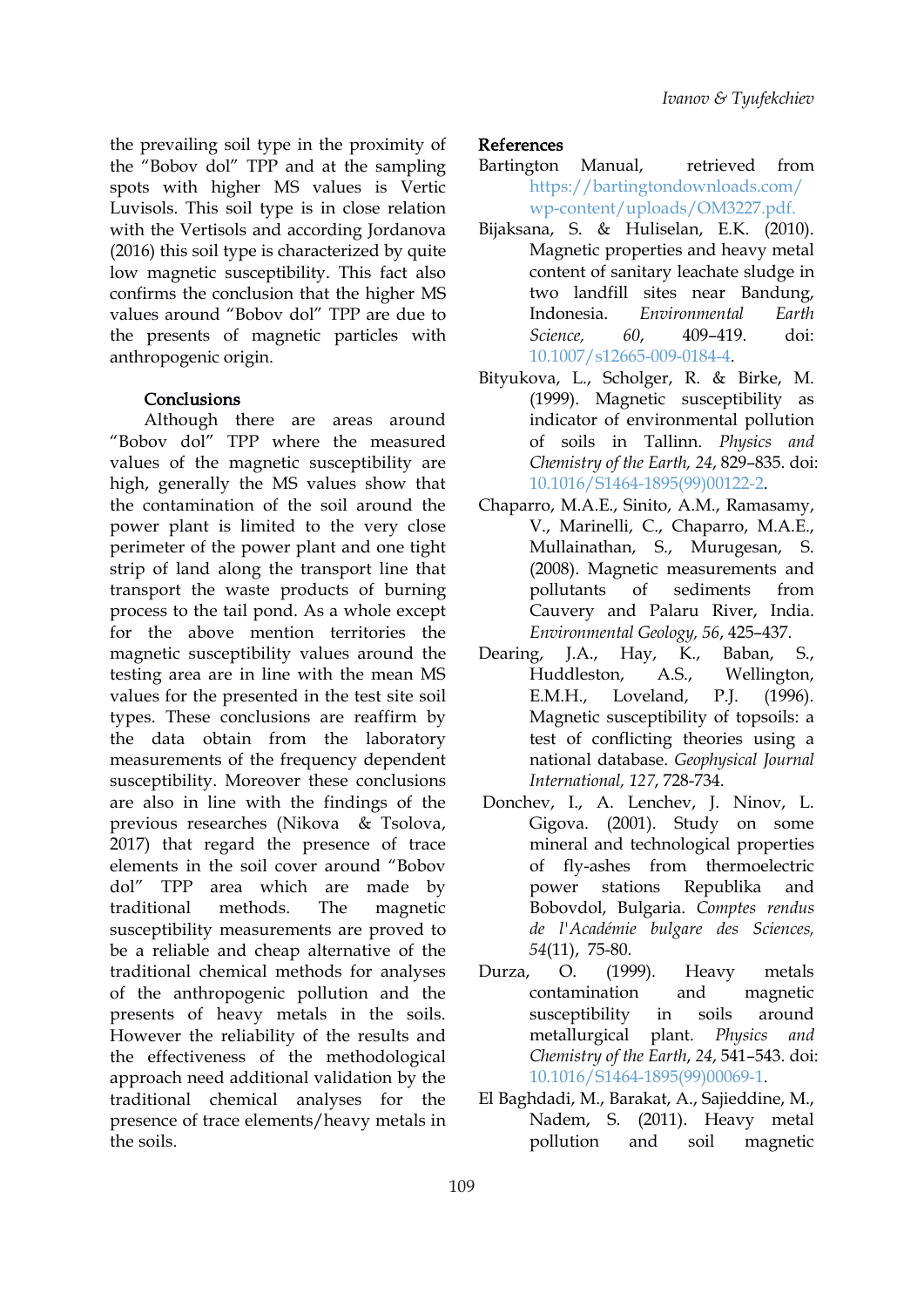the prevailing soil type in the proximity of the "Bobov dol" TPP and at the sampling spots with higher MS values is Vertic Luvisols. This soil type is in close relation with the Vertisols and according Jordanova (2016) this soil type is characterized by quite low magnetic susceptibility. This fact also confirms the conclusion that the higher MS values around "Bobov dol" TPP are due to the presents of magnetic particles with anthropogenic origin.

## Conclusions

Although there are areas around "Bobov dol" TPP where the measured values of the magnetic susceptibility are high, generally the MS values show that the contamination of the soil around the power plant is limited to the very close perimeter of the power plant and one tight strip of land along the transport line that transport the waste products of burning process to the tail pond. As a whole except for the above mention territories the magnetic susceptibility values around the testing area are in line with the mean MS values for the presented in the test site soil types. These conclusions are reaffirm by the data obtain from the laboratory measurements of the frequency dependent susceptibility. Moreover these conclusions are also in line with the findings of the previous researches (Nikova & Tsolova, 2017) that regard the presence of trace elements in the soil cover around "Bobov dol" TPP area which are made by traditional methods. The magnetic susceptibility measurements are proved to be a reliable and cheap alternative of the traditional chemical methods for analyses of the anthropogenic pollution and the presents of heavy metals in the soils. However the reliability of the results and the effectiveness of the methodological approach need additional validation by the traditional chemical analyses for the presence of trace elements/heavy metals in the soils.

## References

Bartington Manual, retrieved from https://bartingtondownloads.com/wp-content/uploads/OM3227.pdf.

Bijaksana, S. & Huliselan, E.K. (2010). Magnetic properties and heavy metal content of sanitary leachate sludge in two landfill sites near Bandung, Indonesia. *Environmental Earth Science, 60*, 409–419. doi: 10.1007/s12665-009-0184-4.

Bityukova, L., Scholger, R. & Birke, M. (1999). Magnetic susceptibility as indicator of environmental pollution of soils in Tallinn. *Physics and Chemistry of the Earth, 24*, 829–835. doi: 10.1016/S1464-1895(99)00122-2.

Chaparro, M.A.E., Sinito, A.M., Ramasamy, V., Marinelli, C., Chaparro, M.A.E., Mullainathan, S., Murugesan, S. (2008). Magnetic measurements and pollutants of sediments from Cauvery and Palaru River, India. *Environmental Geology, 56*, 425–437.

Dearing, J.A., Hay, K., Baban, S., Huddleston, A.S., Wellington, E.M.H., Loveland, P.J. (1996). Magnetic susceptibility of topsoils: a test of conflicting theories using a national database. *Geophysical Journal International, 127*, 728-734.

Donchev, I., A. Lenchev, J. Ninov, L. Gigova. (2001). Study on some mineral and technological properties of fly-ashes from thermoelectric power stations Republika and Bobovdol, Bulgaria. *Comptes rendus de l'Académie bulgare des Sciences, 54*(11), 75-80.

Durza, O. (1999). Heavy metals contamination and magnetic susceptibility in soils around metallurgical plant. *Physics and Chemistry of the Earth, 24*, 541–543. doi: 10.1016/S1464-1895(99)00069-1.

El Baghdadi, M., Barakat, A., Sajieddine, M., Nadem, S. (2011). Heavy metal pollution and soil magnetic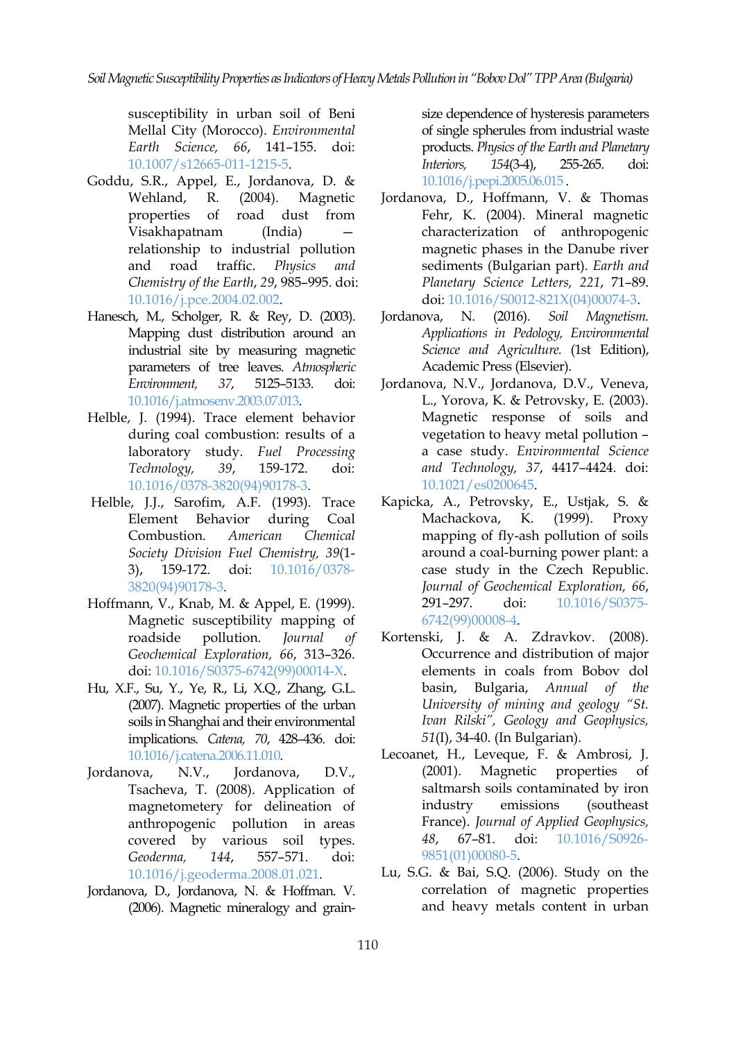susceptibility in urban soil of Beni Mellal City (Morocco). *Environmental Earth Science, 66*, 141–155. doi: 10.1007/s12665-011-1215-5.

Goddu, S.R., Appel, E., Jordanova, D. & Wehland, R. (2004). Magnetic properties of road dust from Visakhapatnam (India) — relationship to industrial pollution and road traffic. *Physics and Chemistry of the Earth*, *29*, 985–995. doi: 10.1016/j.pce.2004.02.002.

Hanesch, M., Scholger, R. & Rey, D. (2003). Mapping dust distribution around an industrial site by measuring magnetic parameters of tree leaves. *Atmospheric Environment, 37*, 5125–5133. doi: 10.1016/j.atmosenv.2003.07.013.

Helble, J. (1994). Trace element behavior during coal combustion: results of a laboratory study. *Fuel Processing Technology, 39*, 159-172. doi: 10.1016/0378-3820(94)90178-3.

Helble, J.J., Sarofim, A.F. (1993). Trace Element Behavior during Coal Combustion. *American Chemical Society Division Fuel Chemistry, 39*(1-3), 159-172. doi: 10.1016/0378-3820(94)90178-3.

Hoffmann, V., Knab, M. & Appel, E. (1999). Magnetic susceptibility mapping of roadside pollution. *Journal of Geochemical Exploration, 66*, 313–326. doi: 10.1016/S0375-6742(99)00014-X.

Hu, X.F., Su, Y., Ye, R., Li, X.Q., Zhang, G.L. (2007). Magnetic properties of the urban soils in Shanghai and their environmental implications. *Catena, 70*, 428–436. doi: 10.1016/j.catena.2006.11.010.

Jordanova, N.V., Jordanova, D.V., Tsacheva, T. (2008). Application of magnetometery for delineation of anthropogenic pollution in areas covered by various soil types. *Geoderma, 144*, 557–571. doi: 10.1016/j.geoderma.2008.01.021.

Jordanova, D., Jordanova, N. & Hoffman. V. (2006). Magnetic mineralogy and grain-size dependence of hysteresis parameters of single spherules from industrial waste products. *Physics of the Earth and Planetary Interiors, 154*(3-4), 255-265. doi: 10.1016/j.pepi.2005.06.015.

Jordanova, D., Hoffmann, V. & Thomas Fehr, K. (2004). Mineral magnetic characterization of anthropogenic magnetic phases in the Danube river sediments (Bulgarian part). *Earth and Planetary Science Letters, 221*, 71–89. doi: 10.1016/S0012-821X(04)00074-3.

Jordanova, N. (2016). *Soil Magnetism. Applications in Pedology, Environmental Science and Agriculture.* (1st Edition), Academic Press (Elsevier).

Jordanova, N.V., Jordanova, D.V., Veneva, L., Yorova, K. & Petrovsky, E. (2003). Magnetic response of soils and vegetation to heavy metal pollution – a case study. *Environmental Science and Technology, 37*, 4417–4424. doi: 10.1021/es0200645.

Kapicka, A., Petrovsky, E., Ustjak, S. & Machackova, K. (1999). Proxy mapping of fly-ash pollution of soils around a coal-burning power plant: a case study in the Czech Republic. *Journal of Geochemical Exploration, 66*, 291–297. doi: 10.1016/S0375-6742(99)00008-4.

Kortenski, J. & A. Zdravkov. (2008). Occurrence and distribution of major elements in coals from Bobov dol basin, Bulgaria, *Annual of the University of mining and geology "St. Ivan Rilski", Geology and Geophysics, 51*(I), 34-40. (In Bulgarian).

Lecoanet, H., Leveque, F. & Ambrosi, J. (2001). Magnetic properties of saltmarsh soils contaminated by iron industry emissions (southeast France). *Journal of Applied Geophysics, 48*, 67–81. doi: 10.1016/S0926-9851(01)00080-5.

Lu, S.G. & Bai, S.Q. (2006). Study on the correlation of magnetic properties and heavy metals content in urban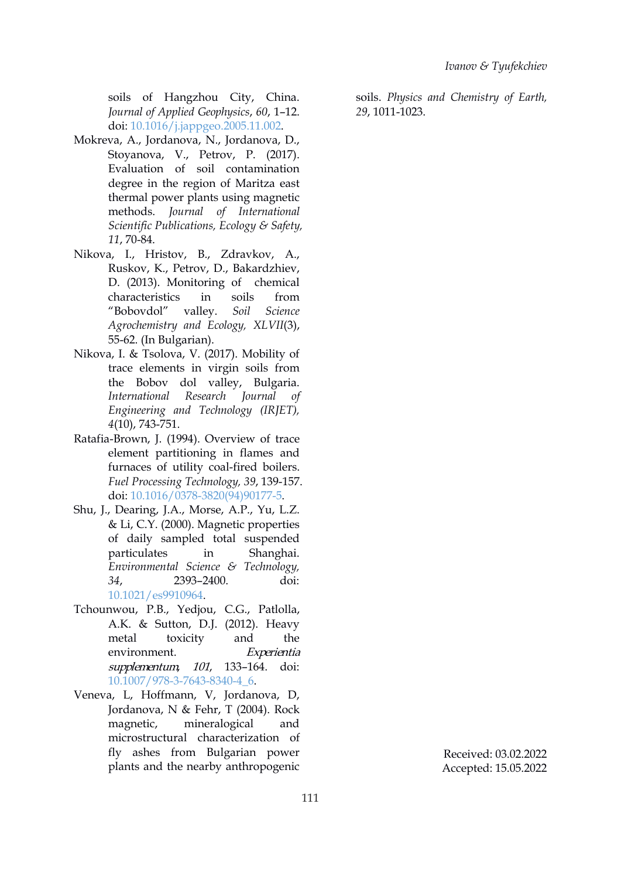soils of Hangzhou City, China. *Journal of Applied Geophysics*, *60*, 1–12. doi: 10.1016/j.jappgeo.2005.11.002.

Mokreva, A., Jordanova, N., Jordanova, D., Stoyanova, V., Petrov, P. (2017). Evaluation of soil contamination degree in the region of Maritza east thermal power plants using magnetic methods. *Journal of International Scientific Publications, Ecology & Safety, 11*, 70-84.

Nikova, I., Hristov, B., Zdravkov, A., Ruskov, K., Petrov, D., Bakardzhiev, D. (2013). Monitoring of chemical characteristics in soils from "Bobovdol" valley. *Soil Science Agrochemistry and Ecology, XLVII*(3), 55-62. (In Bulgarian).

Nikova, I. & Tsolova, V. (2017). Mobility of trace elements in virgin soils from the Bobov dol valley, Bulgaria. *International Research Journal of Engineering and Technology (IRJET), 4*(10), 743-751.

Ratafia-Brown, J. (1994). Overview of trace element partitioning in flames and furnaces of utility coal-fired boilers. *Fuel Processing Technology, 39*, 139-157. doi: 10.1016/0378-3820(94)90177-5.

Shu, J., Dearing, J.A., Morse, A.P., Yu, L.Z. & Li, C.Y. (2000). Magnetic properties of daily sampled total suspended particulates in Shanghai. *Environmental Science & Technology, 34*, 2393–2400. doi: 10.1021/es9910964.

Tchounwou, P.B., Yedjou, C.G., Patlolla, A.K. & Sutton, D.J. (2012). Heavy metal toxicity and the environment. *Experientia supplementum*, *101*, 133–164. doi: 10.1007/978-3-7643-8340-4_6.

Veneva, L, Hoffmann, V, Jordanova, D, Jordanova, N & Fehr, T (2004). Rock magnetic, mineralogical and microstructural characterization of fly ashes from Bulgarian power plants and the nearby anthropogenic soils. *Physics and Chemistry of Earth, 29*, 1011-1023.

Received: 03.02.2022
Accepted: 15.05.2022